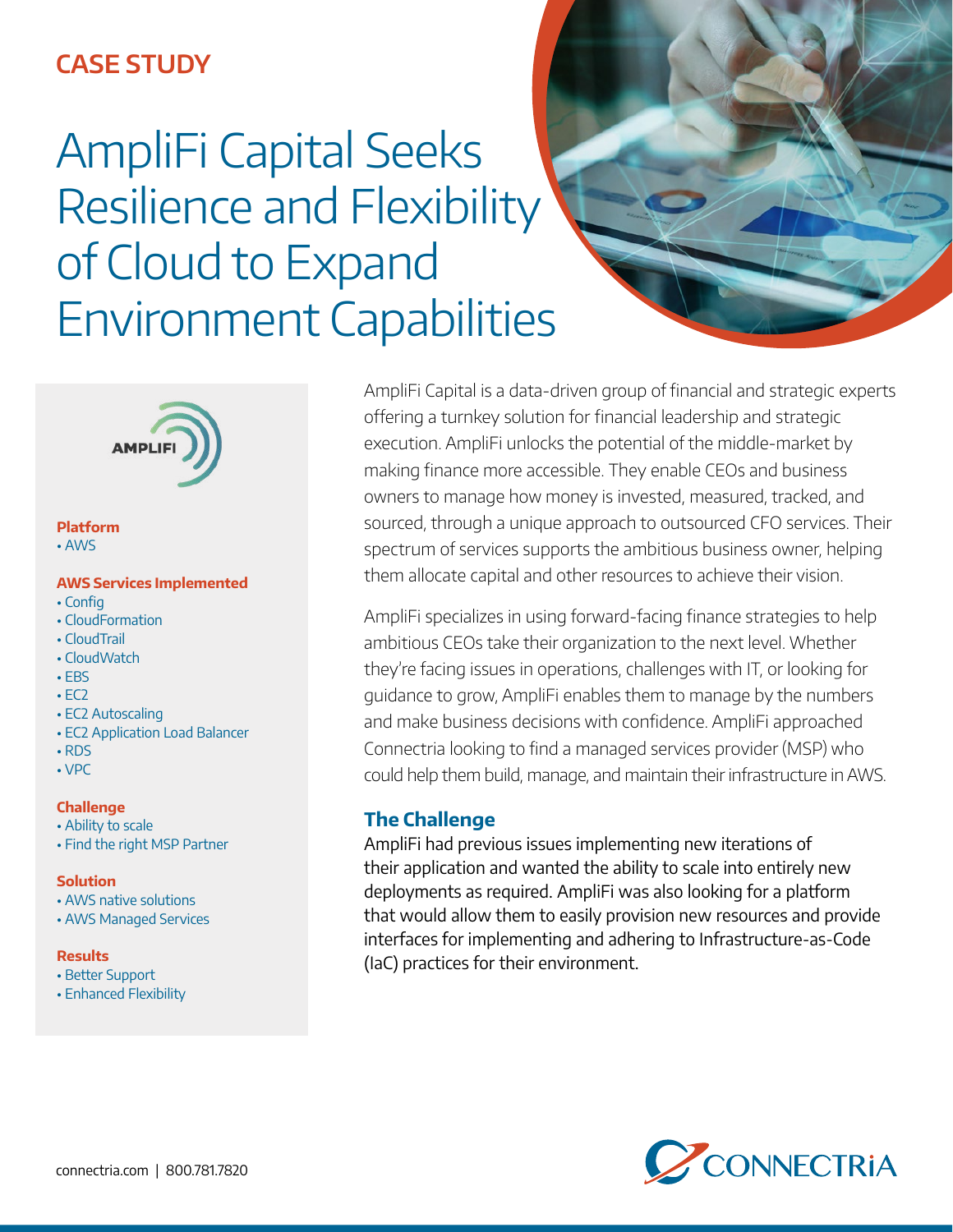CASE STUDY

# AmpliFi Capital Seeks Resilience and Flexibility of Cloud to Expand Environment Capabilities

AMPLIFI

**Platform**
- AWS

**AWS Services Implemented**
- Config
- CloudFormation
- CloudTrail
- CloudWatch
- EBS
- EC2
- EC2 Autoscaling
- EC2 Application Load Balancer
- RDS
- VPC

**Challenge**
- Ability to scale
- Find the right MSP Partner

**Solution**
- AWS native solutions
- AWS Managed Services

**Results**
- Better Support
- Enhanced Flexibility

AmpliFi Capital is a data-driven group of financial and strategic experts offering a turnkey solution for financial leadership and strategic execution. AmpliFi unlocks the potential of the middle-market by making finance more accessible. They enable CEOs and business owners to manage how money is invested, measured, tracked, and sourced, through a unique approach to outsourced CFO services. Their spectrum of services supports the ambitious business owner, helping them allocate capital and other resources to achieve their vision.

AmpliFi specializes in using forward-facing finance strategies to help ambitious CEOs take their organization to the next level. Whether they're facing issues in operations, challenges with IT, or looking for guidance to grow, AmpliFi enables them to manage by the numbers and make business decisions with confidence. AmpliFi approached Connectria looking to find a managed services provider (MSP) who could help them build, manage, and maintain their infrastructure in AWS.

## The Challenge

AmpliFi had previous issues implementing new iterations of their application and wanted the ability to scale into entirely new deployments as required. AmpliFi was also looking for a platform that would allow them to easily provision new resources and provide interfaces for implementing and adhering to Infrastructure-as-Code (IaC) practices for their environment.

connectria.com | 800.781.7820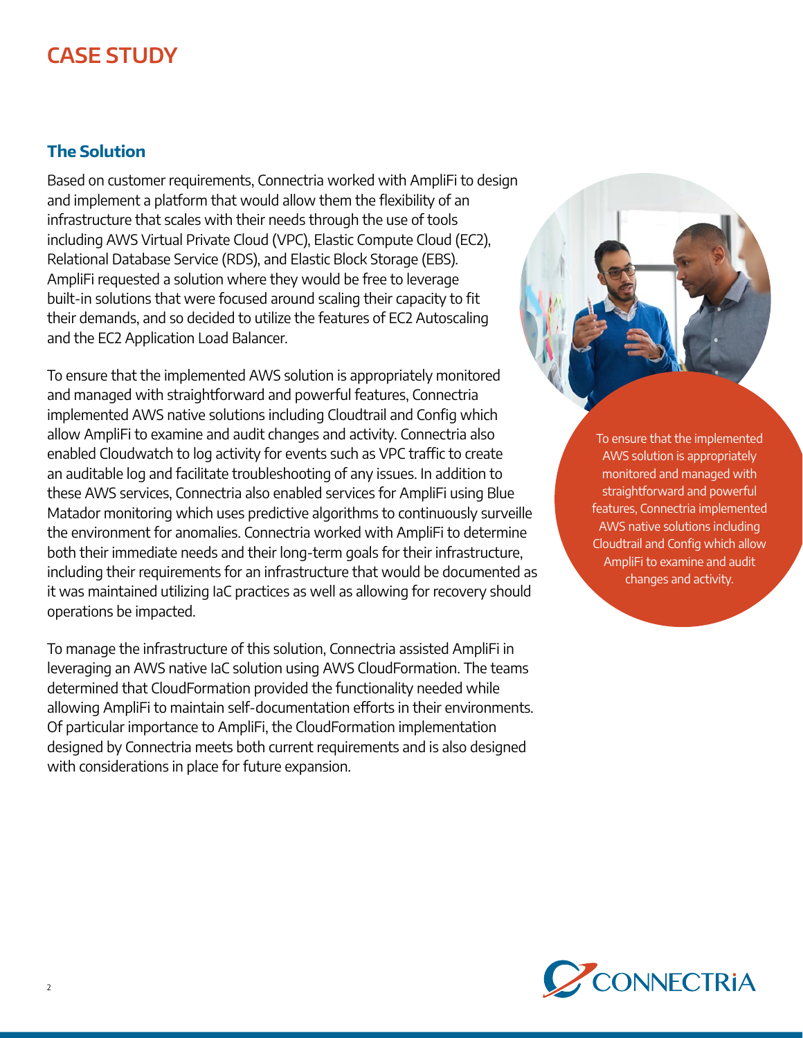# CASE STUDY

## The Solution

Based on customer requirements, Connectria worked with AmpliFi to design and implement a platform that would allow them the flexibility of an infrastructure that scales with their needs through the use of tools including AWS Virtual Private Cloud (VPC), Elastic Compute Cloud (EC2), Relational Database Service (RDS), and Elastic Block Storage (EBS). AmpliFi requested a solution where they would be free to leverage built-in solutions that were focused around scaling their capacity to fit their demands, and so decided to utilize the features of EC2 Autoscaling and the EC2 Application Load Balancer.

To ensure that the implemented AWS solution is appropriately monitored and managed with straightforward and powerful features, Connectria implemented AWS native solutions including Cloudtrail and Config which allow AmpliFi to examine and audit changes and activity. Connectria also enabled Cloudwatch to log activity for events such as VPC traffic to create an auditable log and facilitate troubleshooting of any issues. In addition to these AWS services, Connectria also enabled services for AmpliFi using Blue Matador monitoring which uses predictive algorithms to continuously surveille the environment for anomalies. Connectria worked with AmpliFi to determine both their immediate needs and their long-term goals for their infrastructure, including their requirements for an infrastructure that would be documented as it was maintained utilizing IaC practices as well as allowing for recovery should operations be impacted.

To manage the infrastructure of this solution, Connectria assisted AmpliFi in leveraging an AWS native IaC solution using AWS CloudFormation. The teams determined that CloudFormation provided the functionality needed while allowing AmpliFi to maintain self-documentation efforts in their environments. Of particular importance to AmpliFi, the CloudFormation implementation designed by Connectria meets both current requirements and is also designed with considerations in place for future expansion.

> To ensure that the implemented AWS solution is appropriately monitored and managed with straightforward and powerful features, Connectria implemented AWS native solutions including Cloudtrail and Config which allow AmpliFi to examine and audit changes and activity.

CONNECTRIA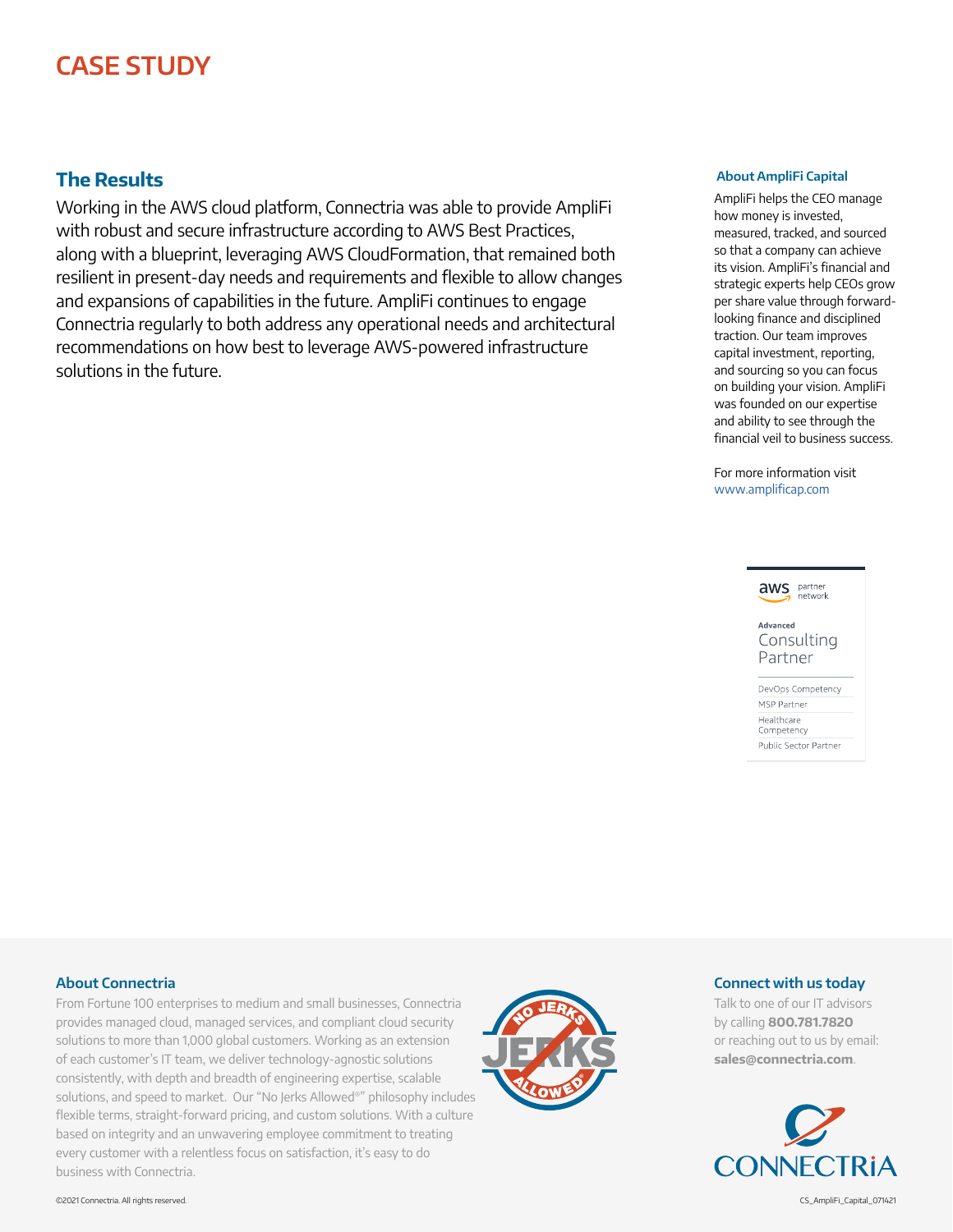# CASE STUDY

## The Results

Working in the AWS cloud platform, Connectria was able to provide AmpliFi with robust and secure infrastructure according to AWS Best Practices, along with a blueprint, leveraging AWS CloudFormation, that remained both resilient in present-day needs and requirements and flexible to allow changes and expansions of capabilities in the future. AmpliFi continues to engage Connectria regularly to both address any operational needs and architectural recommendations on how best to leverage AWS-powered infrastructure solutions in the future.

### About AmpliFi Capital

AmpliFi helps the CEO manage how money is invested, tracked, measured, and sourced so that a company can achieve its vision. AmpliFi's financial and strategic experts help CEOs grow per share value through forward-looking finance and disciplined traction. Our team improves capital investment, reporting, and sourcing so you can focus on building your vision. AmpliFi was founded on our expertise and ability to see through the financial veil to business success.

For more information visit www.amplificap.com

aws partner network

Advanced
Consulting Partner

- DevOps Competency
- MSP Partner
- Healthcare Competency
- Public Sector Partner

### About Connectria

From Fortune 100 enterprises to medium and small businesses, Connectria provides managed cloud, managed services, and compliant cloud security solutions to more than 1,000 global customers. Working as an extension of each customer's IT team, we deliver technology-agnostic solutions consistently, with depth and breadth of engineering expertise, scalable solutions, and speed to market. Our "No Jerks Allowed®" philosophy includes flexible terms, straight-forward pricing, and custom solutions. With a culture based on integrity and an unwavering employee commitment to treating every customer with a relentless focus on satisfaction, it's easy to do business with Connectria.

NO JERKS ALLOWED®

### Connect with us today

Talk to one of our IT advisors by calling **800.781.7820** or reaching out to us by email: **sales@connectria.com**.

CONNECTRiA

©2021 Connectria. All rights reserved.

CS_AmpliFi_Capital_071421